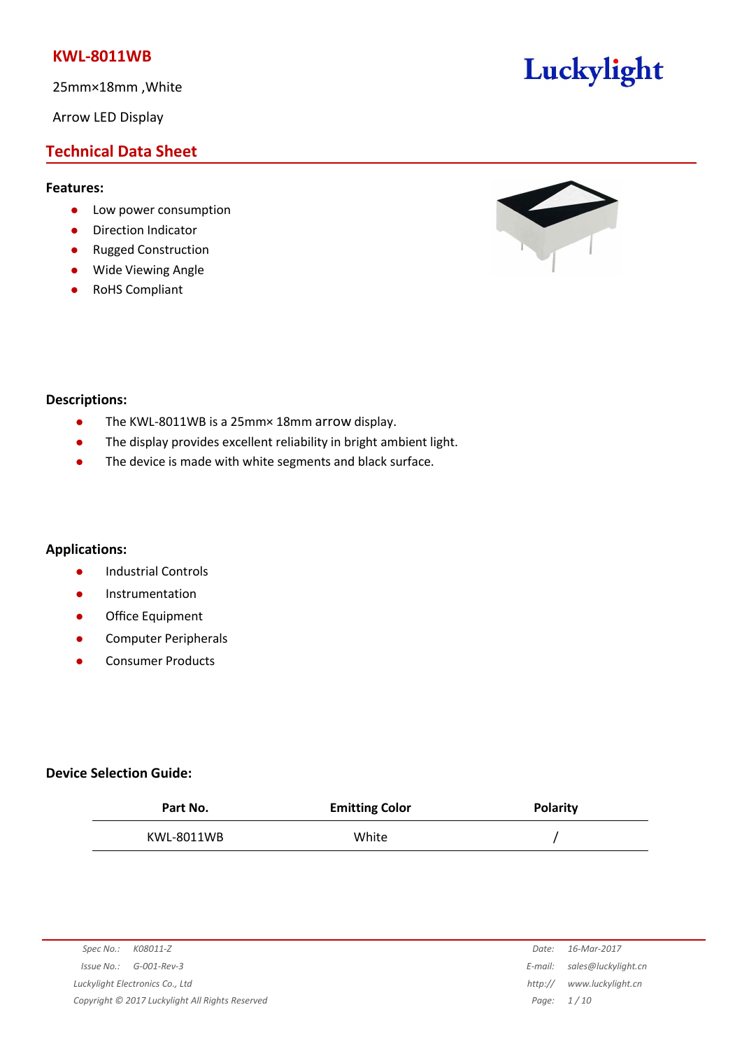# KWL-8011WB

25mm×18mm ,White

Arrow LED Display

## Technical Data Sheet

### Features:

- Low power consumption
- Direction Indicator
- Rugged Construction
- Wide Viewing Angle
- RoHS Compliant

### Descriptions:

- The KWL-8011WB is a 25mm× 18mm arrow display.
- The display provides excellent reliability in bright ambient light.
- The device is made with white segments and black surface.

### Applications:

- Industrial Controls
- Instrumentation
- Office Equipment
- Computer Peripherals
- Consumer Products

### Device Selection Guide:

| Part No. | Emitting Color | Polarity |
|---|---|---|
| KWL-8011WB | White | / |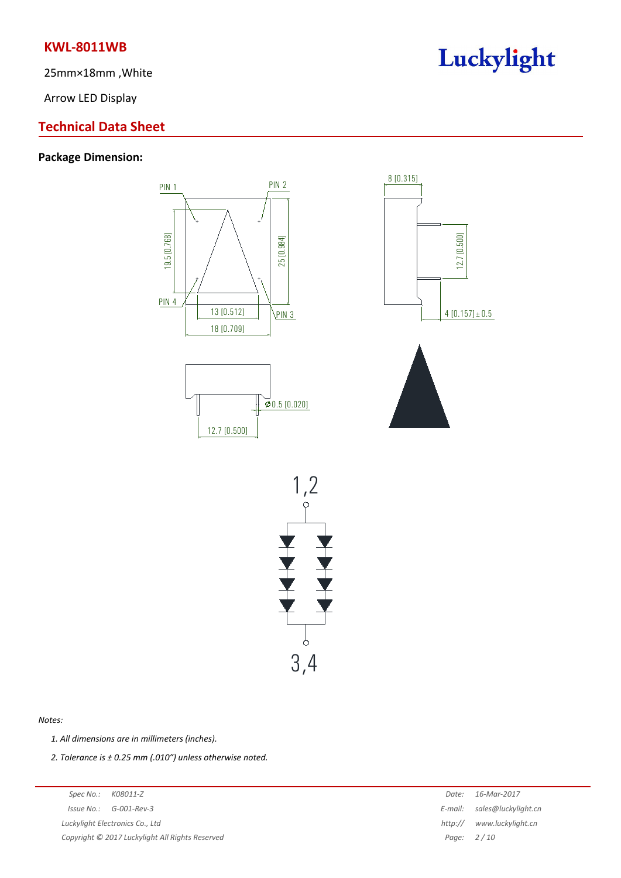## KWL-8011WB

25mm×18mm ,White

Arrow LED Display

## Technical Data Sheet

### Package Dimension:

PIN 1 PIN 2 PIN 3 PIN 4

19.5 [0.768] 25 [0.984] 13 [0.512] 18 [0.709]

8 [0.315] 12.7 [0.500] 4 [0.157] ± 0.5

Ø0.5 [0.020] 12.7 [0.500]

1,2

3,4

*Notes:*

1. *All dimensions are in millimeters (inches).*
2. *Tolerance is ± 0.25 mm (.010") unless otherwise noted.*

| *Spec No.:* | *K08011-Z* | *Date:* | *16-Mar-2017* |
|---|---|---|---|
| *Issue No.:* | *G-001-Rev-3* | *E-mail:* | *sales@luckylight.cn* |
| *Luckylight Electronics Co., Ltd* | | *http://* | *www.luckylight.cn* |
| *Copyright © 2017 Luckylight All Rights Reserved* | | *Page:* | *2 / 10* |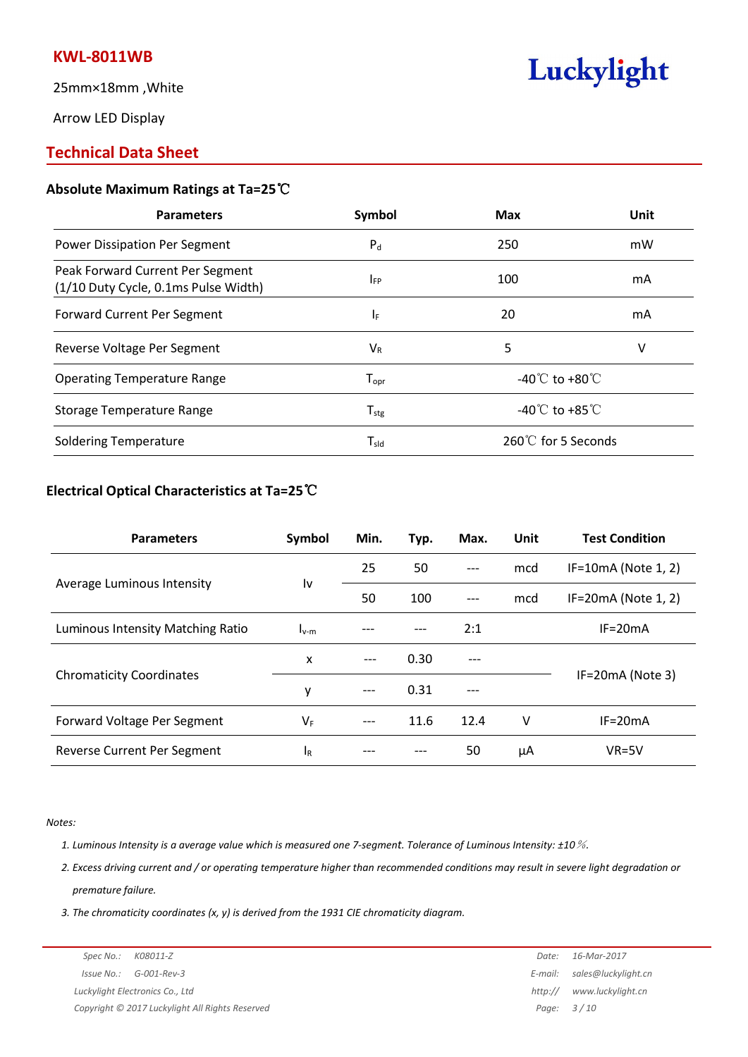# KWL-8011WB

25mm×18mm ,White

Arrow LED Display

Luckylight

## Technical Data Sheet

### Absolute Maximum Ratings at Ta=25℃

| Parameters | Symbol | Max | Unit |
|---|---|---|---|
| Power Dissipation Per Segment | $P_d$ | 250 | mW |
| Peak Forward Current Per Segment (1/10 Duty Cycle, 0.1ms Pulse Width) | $I_{FP}$ | 100 | mA |
| Forward Current Per Segment | $I_F$ | 20 | mA |
| Reverse Voltage Per Segment | $V_R$ | 5 | V |
| Operating Temperature Range | $T_{opr}$ | -40℃ to +80℃ | |
| Storage Temperature Range | $T_{stg}$ | -40℃ to +85℃ | |
| Soldering Temperature | $T_{sld}$ | 260℃ for 5 Seconds | |

### Electrical Optical Characteristics at Ta=25℃

| Parameters | Symbol | Min. | Typ. | Max. | Unit | Test Condition |
|---|---|---|---|---|---|---|
| Average Luminous Intensity | Iv | 25 | 50 | --- | mcd | IF=10mA (Note 1, 2) |
| | | 50 | 100 | --- | mcd | IF=20mA (Note 1, 2) |
| Luminous Intensity Matching Ratio | $I_{v\text{-}m}$ | --- | --- | 2:1 | | IF=20mA |
| Chromaticity Coordinates | x | --- | 0.30 | --- | | IF=20mA (Note 3) |
| | y | --- | 0.31 | --- | | |
| Forward Voltage Per Segment | $V_F$ | --- | 11.6 | 12.4 | V | IF=20mA |
| Reverse Current Per Segment | $I_R$ | --- | --- | 50 | μA | VR=5V |

*Notes:*

1. *Luminous Intensity is a average value which is measured one 7-segment. Tolerance of Luminous Intensity: ±10％.*
2. *Excess driving current and / or operating temperature higher than recommended conditions may result in severe light degradation or premature failure.*
3. *The chromaticity coordinates (x, y) is derived from the 1931 CIE chromaticity diagram.*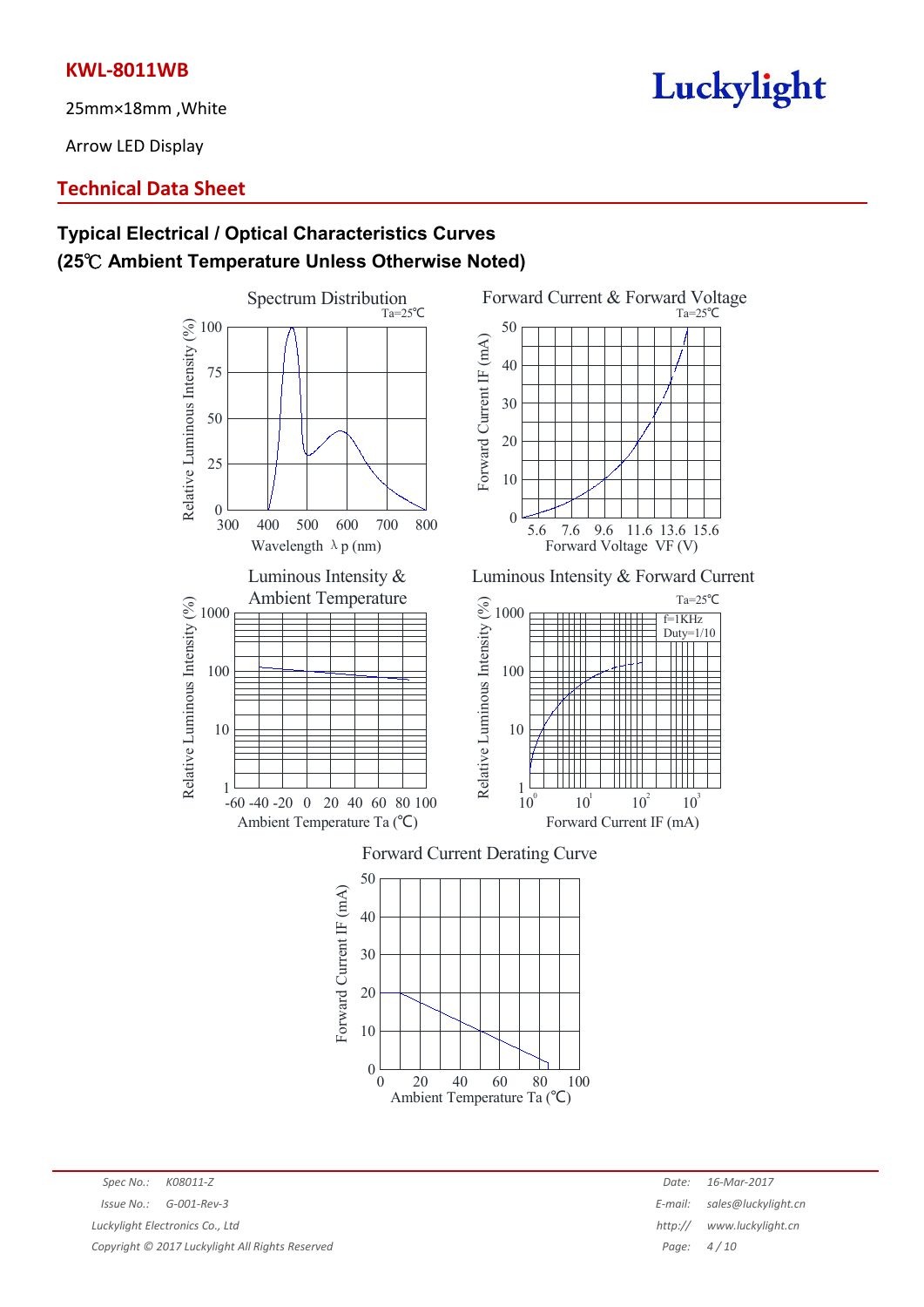## KWL-8011WB

25mm×18mm ,White

Arrow LED Display

## Technical Data Sheet

### Typical Electrical / Optical Characteristics Curves
### (25℃ Ambient Temperature Unless Otherwise Noted)

Spectrum Distribution
Ta=25℃
Relative Luminous Intensity (%)
100
75
50
25
0
300 400 500 600 700 800
Wavelength λp (nm)

Forward Current & Forward Voltage
Ta=25℃
Forward Current IF (mA)
50
40
30
20
10
0
5.6 7.6 9.6 11.6 13.6 15.6
Forward Voltage VF (V)

Luminous Intensity & Ambient Temperature
Relative Luminous Intensity (%)
1000
100
10
1
-60 -40 -20 0 20 40 60 80 100
Ambient Temperature Ta (℃)

Luminous Intensity & Forward Current
Ta=25℃
f=1KHz
Duty=1/10
Relative Luminous Intensity (%)
1000
100
10
1
$10^0$ $10^1$ $10^2$ $10^3$
Forward Current IF (mA)

Forward Current Derating Curve
Forward Current IF (mA)
50
40
30
20
10
0
0 20 40 60 80 100
Ambient Temperature Ta (℃)

Spec No.: K08011-Z
Issue No.: G-001-Rev-3
Luckylight Electronics Co., Ltd
Copyright © 2017 Luckylight All Rights Reserved

Date: 16-Mar-2017
E-mail: sales@luckylight.cn
http:// www.luckylight.cn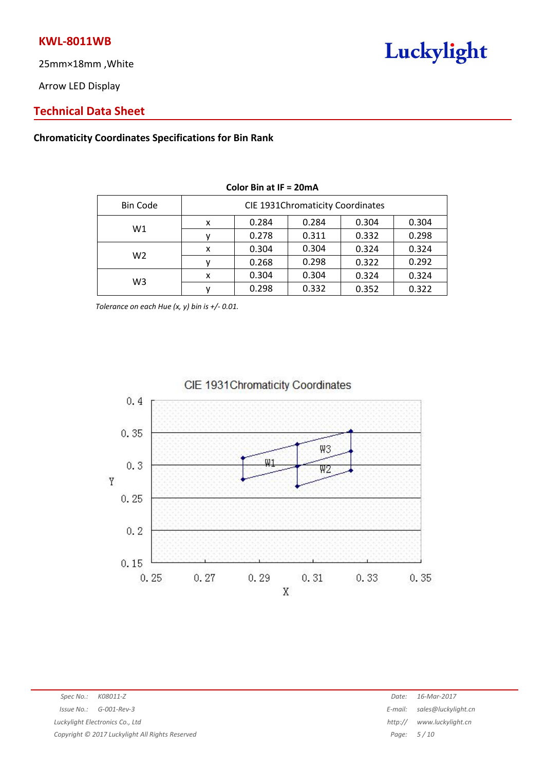**KWL-8011WB**

25mm×18mm ,White

Arrow LED Display

## Technical Data Sheet

### Chromaticity Coordinates Specifications for Bin Rank

**Color Bin at IF = 20mA**

| Bin Code | CIE 1931Chromaticity Coordinates | | | | |
|---|---|---|---|---|---|
| W1 | x | 0.284 | 0.284 | 0.304 | 0.304 |
| | y | 0.278 | 0.311 | 0.332 | 0.298 |
| W2 | x | 0.304 | 0.304 | 0.324 | 0.324 |
| | y | 0.268 | 0.298 | 0.322 | 0.292 |
| W3 | x | 0.304 | 0.304 | 0.324 | 0.324 |
| | y | 0.298 | 0.332 | 0.352 | 0.322 |

*Tolerance on each Hue (x, y) bin is +/- 0.01.*

CIE 1931Chromaticity Coordinates

Y-axis: 0.15, 0.2, 0.25, 0.3, 0.35, 0.4 — X-axis: 0.25, 0.27, 0.29, 0.31, 0.33, 0.35 — Labels: W1, W2, W3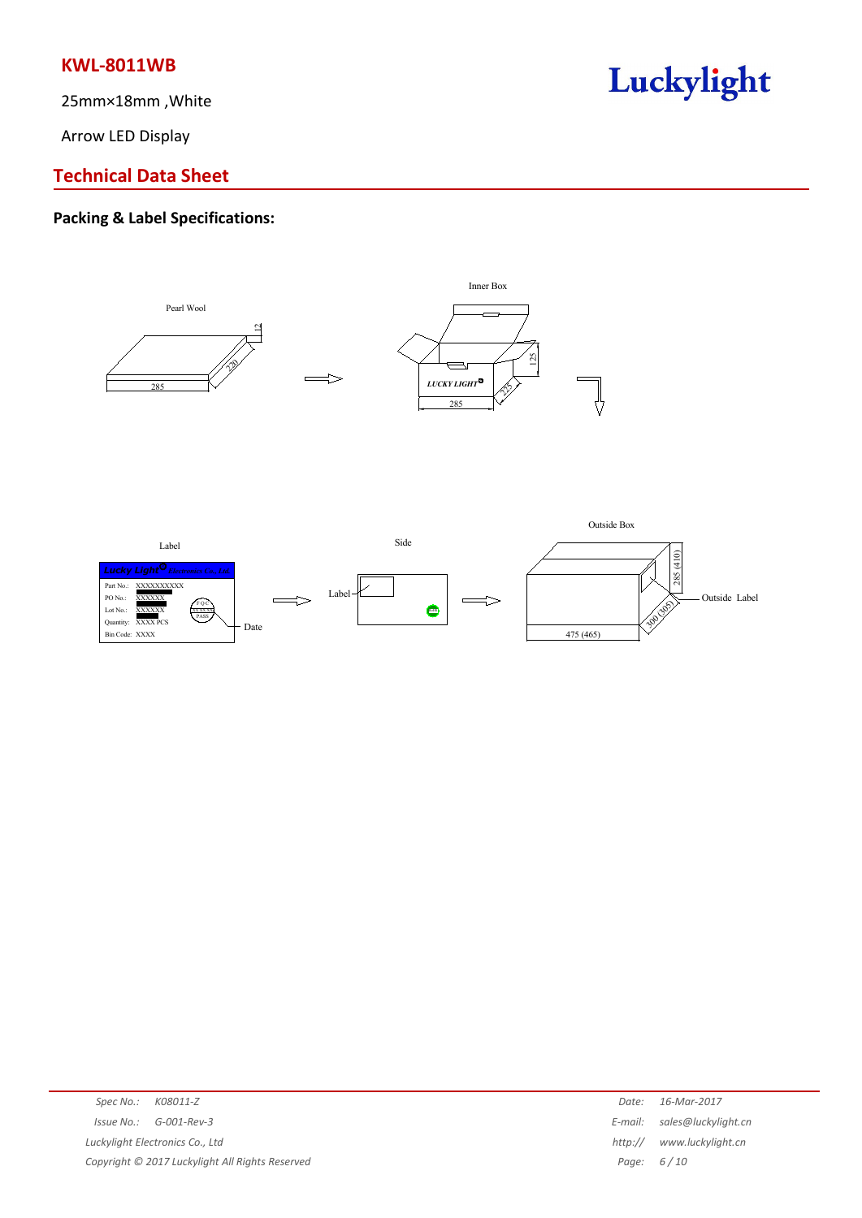## KWL-8011WB

25mm×18mm ,White

Arrow LED Display

## Technical Data Sheet

### Packing & Label Specifications:

Pearl Wool

12

220

285

Inner Box

LUCKY LIGHT

125

225

285

Label

Lucky Light Electronics Co., Ltd

Part No.: XXXXXXXXXX

PO No.: XXXXXX

Lot No.: XXXXXX

Quantity: XXXX PCS

Bin Code: XXXX

Q.C. PASS

Date

Side

Label

Outside Box

285 (410)

300 (305)

475 (465)

Outside Label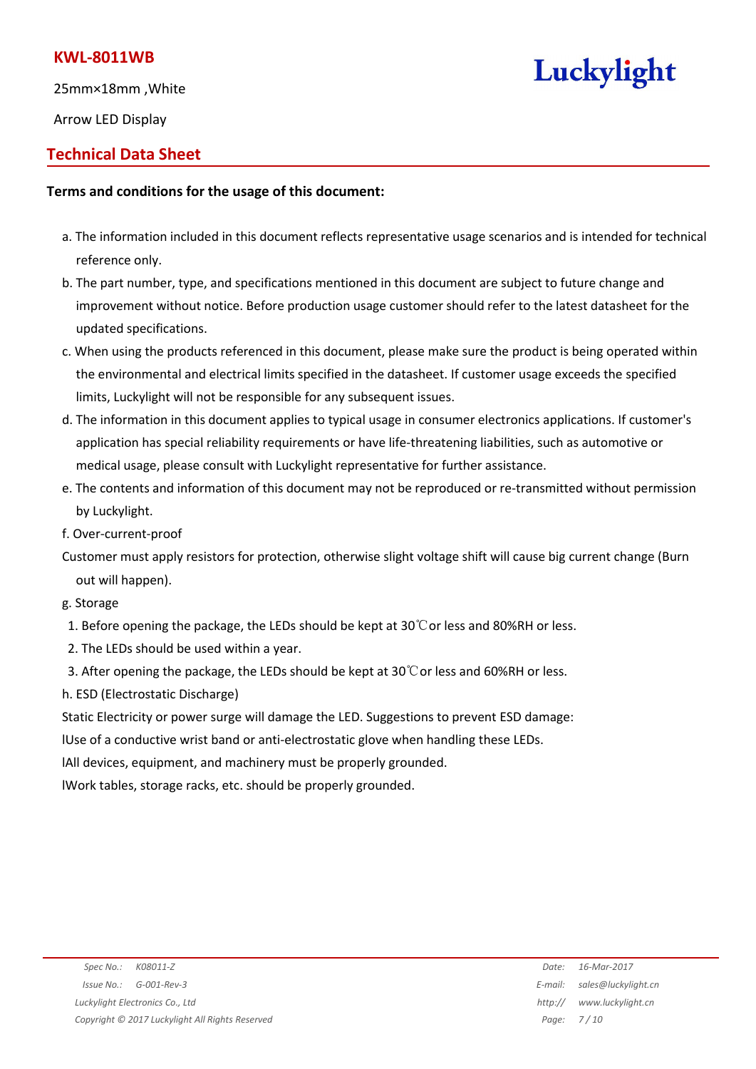## Technical Data Sheet

**Terms and conditions for the usage of this document:**

a. The information included in this document reflects representative usage scenarios and is intended for technical reference only.

b. The part number, type, and specifications mentioned in this document are subject to future change and improvement without notice. Before production usage customer should refer to the latest datasheet for the updated specifications.

c. When using the products referenced in this document, please make sure the product is being operated within the environmental and electrical limits specified in the datasheet. If customer usage exceeds the specified limits, Luckylight will not be responsible for any subsequent issues.

d. The information in this document applies to typical usage in consumer electronics applications. If customer's application has special reliability requirements or have life-threatening liabilities, such as automotive or medical usage, please consult with Luckylight representative for further assistance.

e. The contents and information of this document may not be reproduced or re-transmitted without permission by Luckylight.

f. Over-current-proof

Customer must apply resistors for protection, otherwise slight voltage shift will cause big current change (Burn out will happen).

g. Storage

1. Before opening the package, the LEDs should be kept at 30℃or less and 80%RH or less.
2. The LEDs should be used within a year.
3. After opening the package, the LEDs should be kept at 30℃or less and 60%RH or less.

h. ESD (Electrostatic Discharge)

Static Electricity or power surge will damage the LED. Suggestions to prevent ESD damage:

- Use of a conductive wrist band or anti-electrostatic glove when handling these LEDs.
- All devices, equipment, and machinery must be properly grounded.
- Work tables, storage racks, etc. should be properly grounded.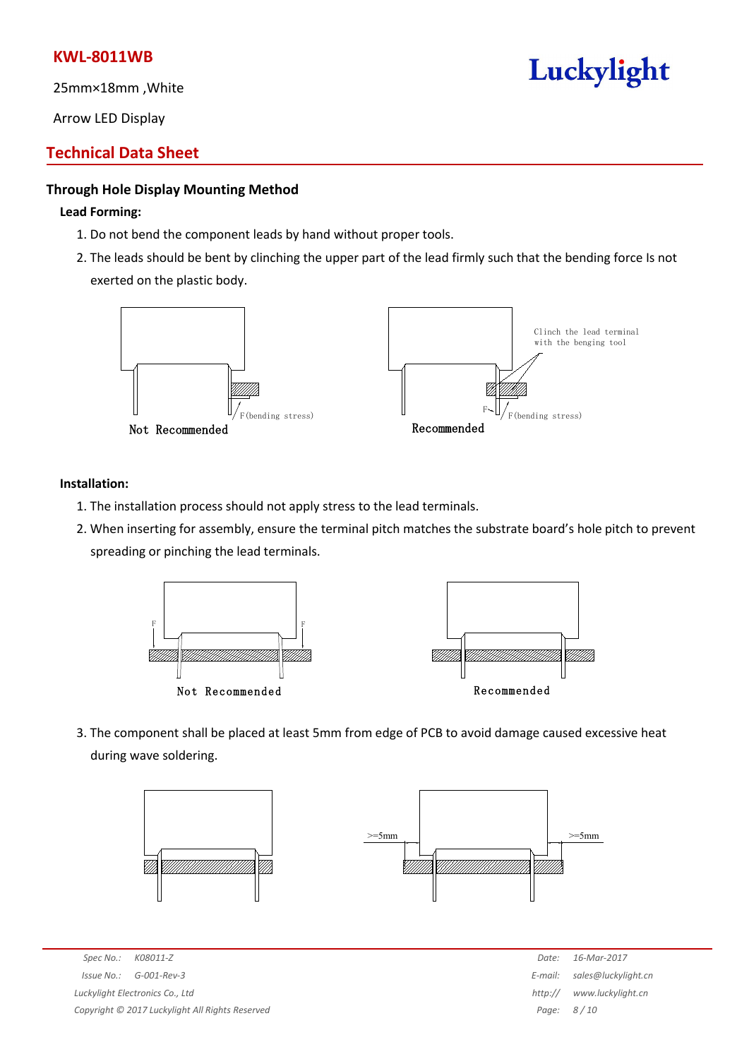## Technical Data Sheet

**KWL-8011WB**

25mm×18mm ,White

Arrow LED Display

### Through Hole Display Mounting Method

**Lead Forming:**

1. Do not bend the component leads by hand without proper tools.
2. The leads should be bent by clinching the upper part of the lead firmly such that the bending force Is not exerted on the plastic body.

F(bending stress)

Not Recommended

Clinch the lead terminal with the benging tool

F

F(bending stress)

Recommended

**Installation:**

1. The installation process should not apply stress to the lead terminals.
2. When inserting for assembly, ensure the terminal pitch matches the substrate board's hole pitch to prevent spreading or pinching the lead terminals.

F F

Not Recommended

Recommended

3. The component shall be placed at least 5mm from edge of PCB to avoid damage caused excessive heat during wave soldering.

>=5mm >=5mm

Spec No.: K08011-Z
Issue No.: G-001-Rev-3
Luckylight Electronics Co., Ltd
Copyright © 2017 Luckylight All Rights Reserved

Date: 16-Mar-2017
E-mail: sales@luckylight.cn
http:// www.luckylight.cn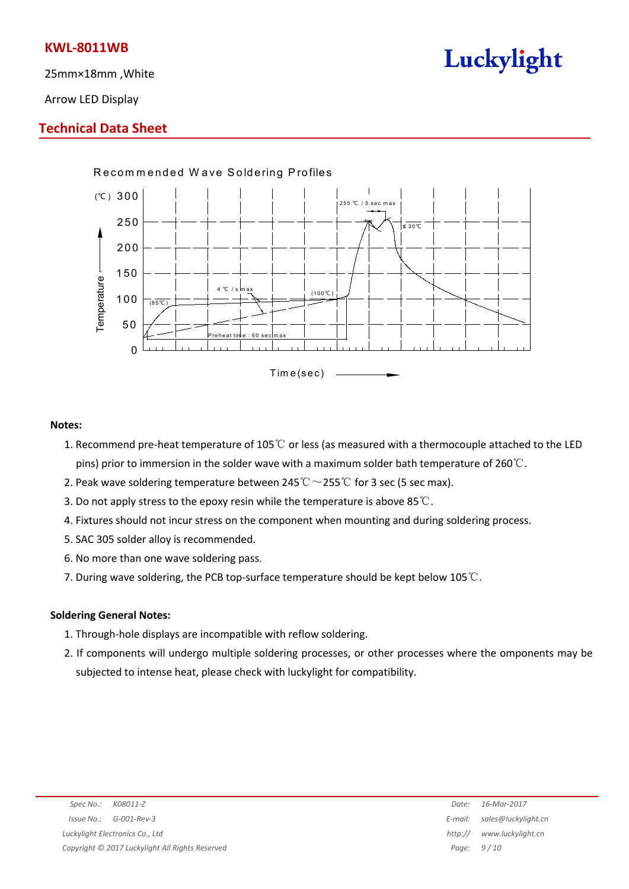# KWL-8011WB

25mm×18mm ,White

Arrow LED Display

## Technical Data Sheet

Recommended Wave Soldering Profiles

**Notes:**

1. Recommend pre-heat temperature of 105℃ or less (as measured with a thermocouple attached to the LED pins) prior to immersion in the solder wave with a maximum solder bath temperature of 260℃.
2. Peak wave soldering temperature between 245℃～255℃ for 3 sec (5 sec max).
3. Do not apply stress to the epoxy resin while the temperature is above 85℃.
4. Fixtures should not incur stress on the component when mounting and during soldering process.
5. SAC 305 solder alloy is recommended.
6. No more than one wave soldering pass.
7. During wave soldering, the PCB top-surface temperature should be kept below 105℃.

**Soldering General Notes:**

1. Through-hole displays are incompatible with reflow soldering.
2. If components will undergo multiple soldering processes, or other processes where the omponents may be subjected to intense heat, please check with luckylight for compatibility.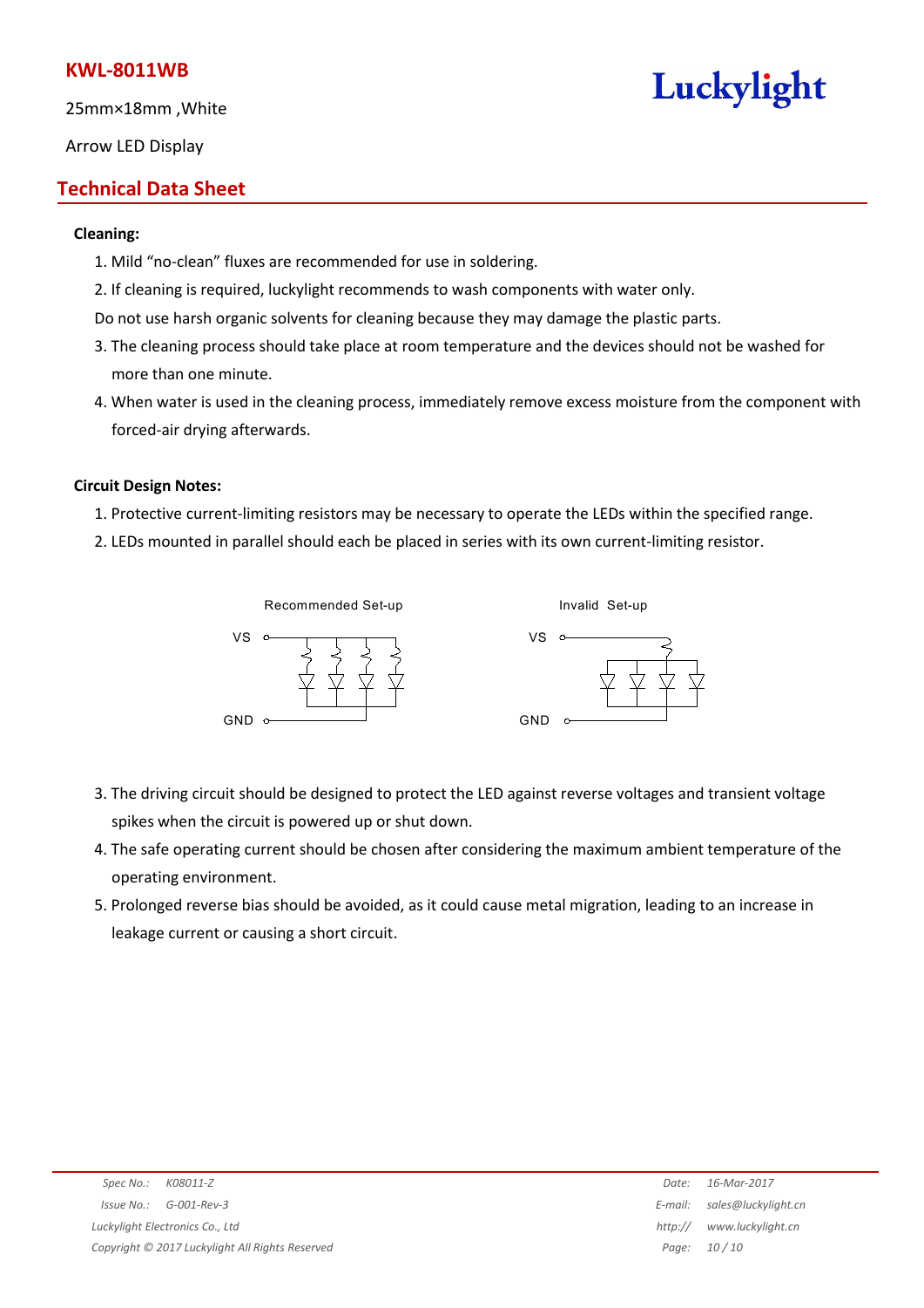## Cleaning:

1. Mild "no-clean" fluxes are recommended for use in soldering.
2. If cleaning is required, luckylight recommends to wash components with water only.

Do not use harsh organic solvents for cleaning because they may damage the plastic parts.

3. The cleaning process should take place at room temperature and the devices should not be washed for more than one minute.
4. When water is used in the cleaning process, immediately remove excess moisture from the component with forced-air drying afterwards.

## Circuit Design Notes:

1. Protective current-limiting resistors may be necessary to operate the LEDs within the specified range.
2. LEDs mounted in parallel should each be placed in series with its own current-limiting resistor.

Recommended Set-up

VS

GND

Invalid Set-up

VS

GND

3. The driving circuit should be designed to protect the LED against reverse voltages and transient voltage spikes when the circuit is powered up or shut down.
4. The safe operating current should be chosen after considering the maximum ambient temperature of the operating environment.
5. Prolonged reverse bias should be avoided, as it could cause metal migration, leading to an increase in leakage current or causing a short circuit.